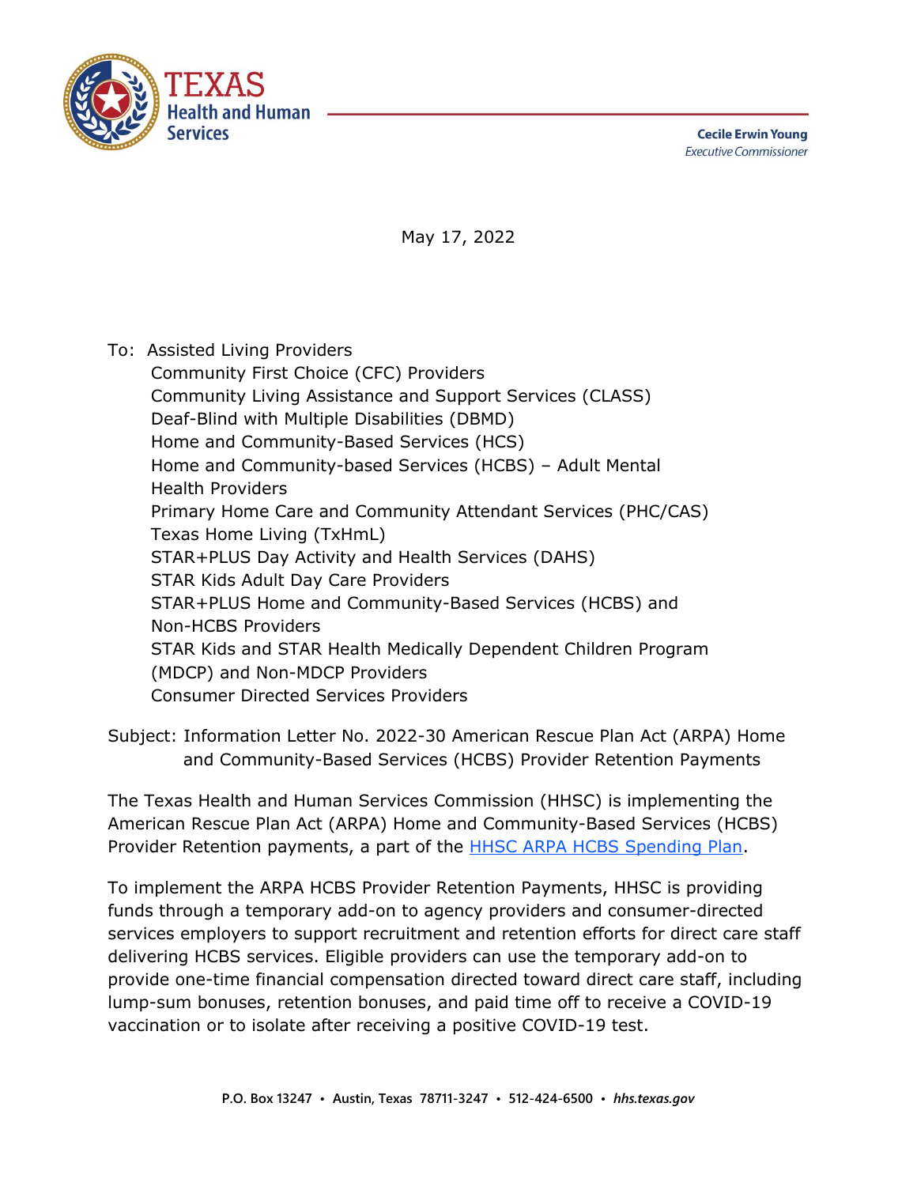**TEXAS Health and Human Services**

**Cecile Erwin Young**
*Executive Commissioner*

May 17, 2022

To: Assisted Living Providers
Community First Choice (CFC) Providers
Community Living Assistance and Support Services (CLASS)
Deaf-Blind with Multiple Disabilities (DBMD)
Home and Community-Based Services (HCS)
Home and Community-based Services (HCBS) – Adult Mental Health Providers
Primary Home Care and Community Attendant Services (PHC/CAS)
Texas Home Living (TxHmL)
STAR+PLUS Day Activity and Health Services (DAHS)
STAR Kids Adult Day Care Providers
STAR+PLUS Home and Community-Based Services (HCBS) and Non-HCBS Providers
STAR Kids and STAR Health Medically Dependent Children Program (MDCP) and Non-MDCP Providers
Consumer Directed Services Providers

Subject: Information Letter No. 2022-30 American Rescue Plan Act (ARPA) Home and Community-Based Services (HCBS) Provider Retention Payments

The Texas Health and Human Services Commission (HHSC) is implementing the American Rescue Plan Act (ARPA) Home and Community-Based Services (HCBS) Provider Retention payments, a part of the HHSC ARPA HCBS Spending Plan.

To implement the ARPA HCBS Provider Retention Payments, HHSC is providing funds through a temporary add-on to agency providers and consumer-directed services employers to support recruitment and retention efforts for direct care staff delivering HCBS services. Eligible providers can use the temporary add-on to provide one-time financial compensation directed toward direct care staff, including lump-sum bonuses, retention bonuses, and paid time off to receive a COVID-19 vaccination or to isolate after receiving a positive COVID-19 test.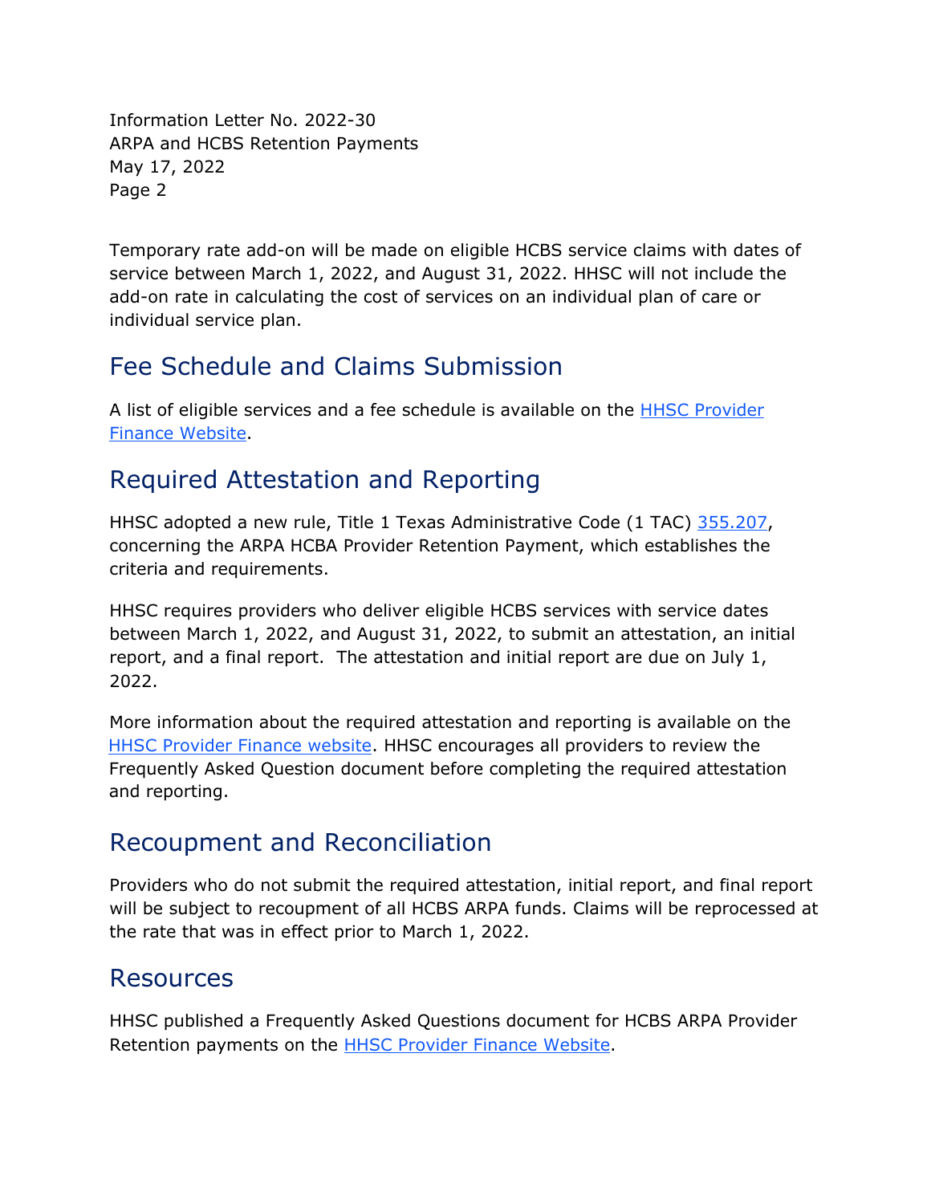Temporary rate add-on will be made on eligible HCBS service claims with dates of service between March 1, 2022, and August 31, 2022. HHSC will not include the add-on rate in calculating the cost of services on an individual plan of care or individual service plan.

## Fee Schedule and Claims Submission

A list of eligible services and a fee schedule is available on the [HHSC Provider Finance Website]().

## Required Attestation and Reporting

HHSC adopted a new rule, Title 1 Texas Administrative Code (1 TAC) [355.207](), concerning the ARPA HCBA Provider Retention Payment, which establishes the criteria and requirements.

HHSC requires providers who deliver eligible HCBS services with service dates between March 1, 2022, and August 31, 2022, to submit an attestation, an initial report, and a final report. The attestation and initial report are due on July 1, 2022.

More information about the required attestation and reporting is available on the [HHSC Provider Finance website](). HHSC encourages all providers to review the Frequently Asked Question document before completing the required attestation and reporting.

## Recoupment and Reconciliation

Providers who do not submit the required attestation, initial report, and final report will be subject to recoupment of all HCBS ARPA funds. Claims will be reprocessed at the rate that was in effect prior to March 1, 2022.

## Resources

HHSC published a Frequently Asked Questions document for HCBS ARPA Provider Retention payments on the [HHSC Provider Finance Website]().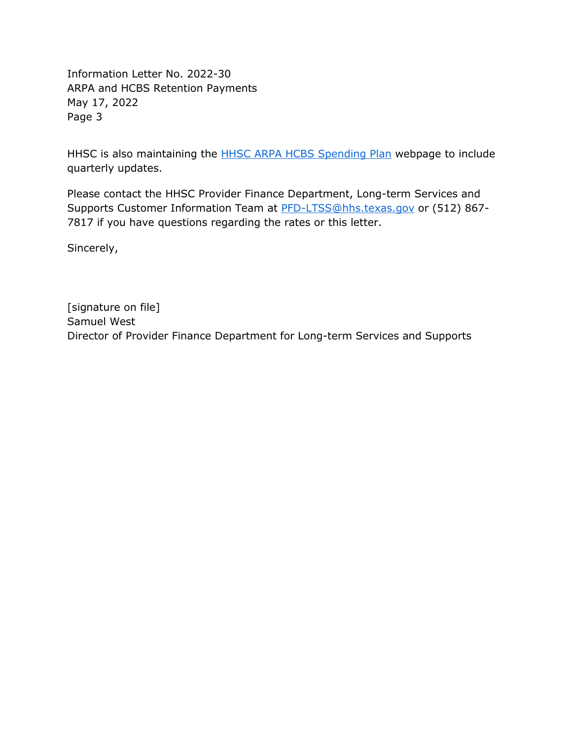HHSC is also maintaining the [HHSC ARPA HCBS Spending Plan] webpage to include quarterly updates.

Please contact the HHSC Provider Finance Department, Long-term Services and Supports Customer Information Team at PFD-LTSS@hhs.texas.gov or (512) 867-7817 if you have questions regarding the rates or this letter.

Sincerely,

[signature on file]
Samuel West
Director of Provider Finance Department for Long-term Services and Supports